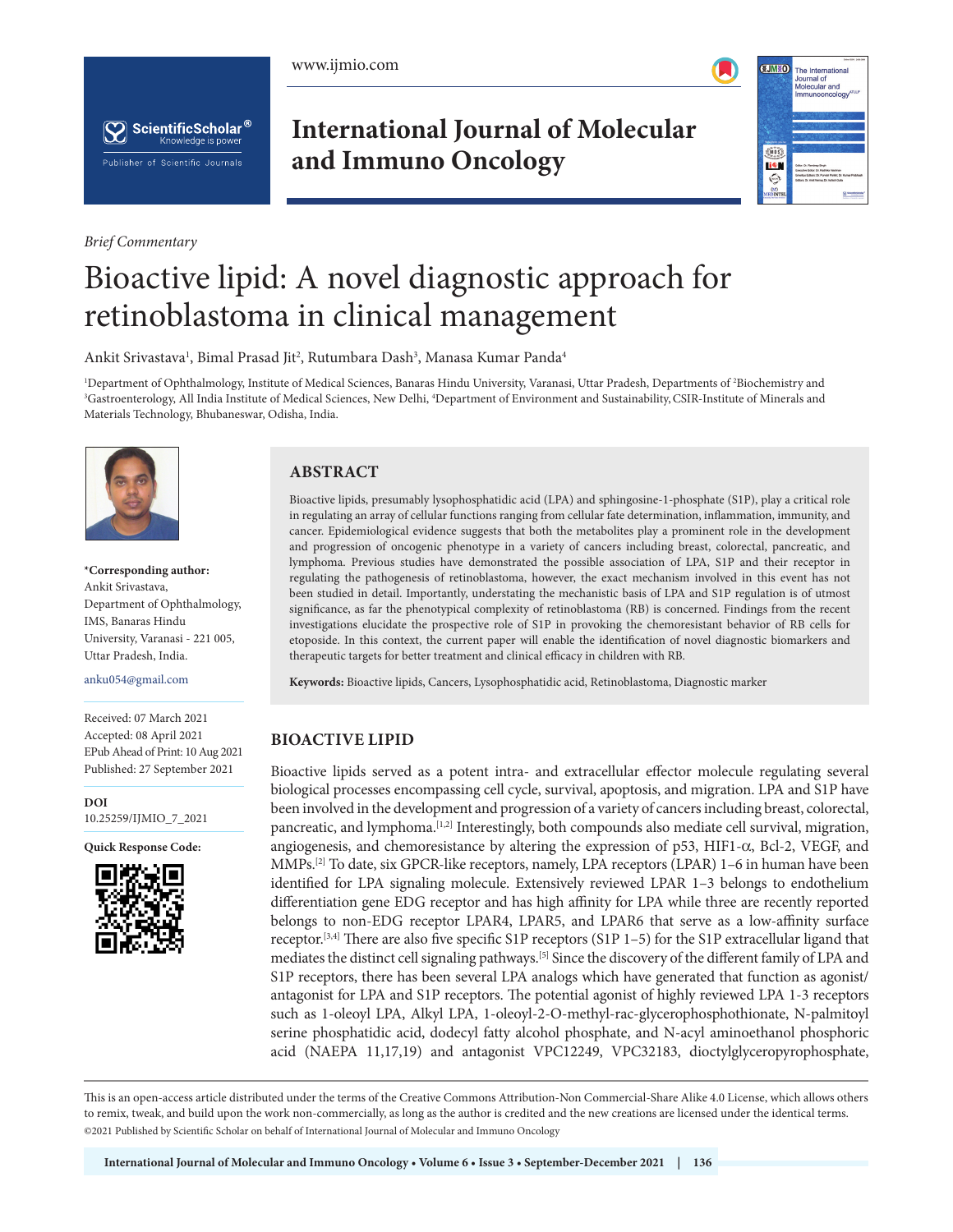*Brief Commentary*

# Bioactive lipid: A novel diagnostic approach for retinoblastoma in clinical management

Ankit Srivastava[1], Bimal Prasad Jit[2], Rutumbara Dash[3], Manasa Kumar Panda[4]

[1]Department of Ophthalmology, Institute of Medical Sciences, Banaras Hindu University, Varanasi, Uttar Pradesh, Departments of [2]Biochemistry and [3]Gastroenterology, All India Institute of Medical Sciences, New Delhi, [4]Department of Environment and Sustainability, CSIR-Institute of Minerals and Materials Technology, Bhubaneswar, Odisha, India.

**\*Corresponding author:**
Ankit Srivastava,
Department of Ophthalmology,
IMS, Banaras Hindu University, Varanasi - 221 005,
Uttar Pradesh, India.

anku054@gmail.com

Received: 07 March 2021
Accepted: 08 April 2021
EPub Ahead of Print: 10 Aug 2021
Published: 27 September 2021

**DOI**
10.25259/IJMIO_7_2021

**Quick Response Code:**

## ABSTRACT

Bioactive lipids, presumably lysophosphatidic acid (LPA) and sphingosine-1-phosphate (S1P), play a critical role in regulating an array of cellular functions ranging from cellular fate determination, inflammation, immunity, and cancer. Epidemiological evidence suggests that both the metabolites play a prominent role in the development and progression of oncogenic phenotype in a variety of cancers including breast, colorectal, pancreatic, and lymphoma. Previous studies have demonstrated the possible association of LPA, S1P and their receptor in regulating the pathogenesis of retinoblastoma, however, the exact mechanism involved in this event has not been studied in detail. Importantly, understating the mechanistic basis of LPA and S1P regulation is of utmost significance, as far the phenotypical complexity of retinoblastoma (RB) is concerned. Findings from the recent investigations elucidate the prospective role of S1P in provoking the chemoresistant behavior of RB cells for etoposide. In this context, the current paper will enable the identification of novel diagnostic biomarkers and therapeutic targets for better treatment and clinical efficacy in children with RB.

**Keywords:** Bioactive lipids, Cancers, Lysophosphatidic acid, Retinoblastoma, Diagnostic marker

## BIOACTIVE LIPID

Bioactive lipids served as a potent intra- and extracellular effector molecule regulating several biological processes encompassing cell cycle, survival, apoptosis, and migration. LPA and S1P have been involved in the development and progression of a variety of cancers including breast, colorectal, pancreatic, and lymphoma.[1,2] Interestingly, both compounds also mediate cell survival, migration, angiogenesis, and chemoresistance by altering the expression of p53, HIF1-$\alpha$, Bcl-2, VEGF, and MMPs.[2] To date, six GPCR-like receptors, namely, LPA receptors (LPAR) 1–6 in human have been identified for LPA signaling molecule. Extensively reviewed LPAR 1–3 belongs to endothelium differentiation gene EDG receptor and has high affinity for LPA while three are recently reported belongs to non-EDG receptor LPAR4, LPAR5, and LPAR6 that serve as a low-affinity surface receptor.[3,4] There are also five specific S1P receptors (S1P 1–5) for the S1P extracellular ligand that mediates the distinct cell signaling pathways.[5] Since the discovery of the different family of LPA and S1P receptors, there has been several LPA analogs which have generated that function as agonist/antagonist for LPA and S1P receptors. The potential agonist of highly reviewed LPA 1-3 receptors such as 1-oleoyl LPA, Alkyl LPA, 1-oleoyl-2-O-methyl-rac-glycerophosphothionate, N-palmitoyl serine phosphatidic acid, dodecyl fatty alcohol phosphate, and N-acyl aminoethanol phosphoric acid (NAEPA 11,17,19) and antagonist VPC12249, VPC32183, dioctylglyceropyrophosphate,

This is an open-access article distributed under the terms of the Creative Commons Attribution-Non Commercial-Share Alike 4.0 License, which allows others to remix, tweak, and build upon the work non-commercially, as long as the author is credited and the new creations are licensed under the identical terms.
©2021 Published by Scientific Scholar on behalf of International Journal of Molecular and Immuno Oncology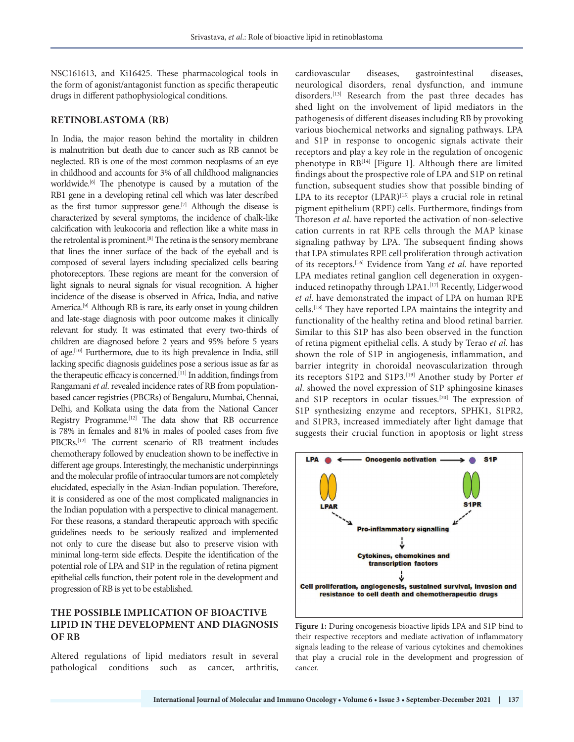NSC161613, and Ki16425. These pharmacological tools in the form of agonist/antagonist function as specific therapeutic drugs in different pathophysiological conditions.

## RETINOBLASTOMA (RB)

In India, the major reason behind the mortality in children is malnutrition but death due to cancer such as RB cannot be neglected. RB is one of the most common neoplasms of an eye in childhood and accounts for 3% of all childhood malignancies worldwide.[6] The phenotype is caused by a mutation of the RB1 gene in a developing retinal cell which was later described as the first tumor suppressor gene.[7] Although the disease is characterized by several symptoms, the incidence of chalk-like calcification with leukocoria and reflection like a white mass in the retrolental is prominent.[8] The retina is the sensory membrane that lines the inner surface of the back of the eyeball and is composed of several layers including specialized cells bearing photoreceptors. These regions are meant for the conversion of light signals to neural signals for visual recognition. A higher incidence of the disease is observed in Africa, India, and native America.[9] Although RB is rare, its early onset in young children and late-stage diagnosis with poor outcome makes it clinically relevant for study. It was estimated that every two-thirds of children are diagnosed before 2 years and 95% before 5 years of age.[10] Furthermore, due to its high prevalence in India, still lacking specific diagnosis guidelines pose a serious issue as far as the therapeutic efficacy is concerned.[11] In addition, findings from Rangamani *et al*. revealed incidence rates of RB from population-based cancer registries (PBCRs) of Bengaluru, Mumbai, Chennai, Delhi, and Kolkata using the data from the National Cancer Registry Programme.[12] The data show that RB occurrence is 78% in females and 81% in males of pooled cases from five PBCRs.[12] The current scenario of RB treatment includes chemotherapy followed by enucleation shown to be ineffective in different age groups. Interestingly, the mechanistic underpinnings and the molecular profile of intraocular tumors are not completely elucidated, especially in the Asian-Indian population. Therefore, it is considered as one of the most complicated malignancies in the Indian population with a perspective to clinical management. For these reasons, a standard therapeutic approach with specific guidelines needs to be seriously realized and implemented not only to cure the disease but also to preserve vision with minimal long-term side effects. Despite the identification of the potential role of LPA and S1P in the regulation of retina pigment epithelial cells function, their potent role in the development and progression of RB is yet to be established.

## THE POSSIBLE IMPLICATION OF BIOACTIVE LIPID IN THE DEVELOPMENT AND DIAGNOSIS OF RB

Altered regulations of lipid mediators result in several pathological conditions such as cancer, arthritis, cardiovascular diseases, gastrointestinal diseases, neurological disorders, renal dysfunction, and immune disorders.[13] Research from the past three decades has shed light on the involvement of lipid mediators in the pathogenesis of different diseases including RB by provoking various biochemical networks and signaling pathways. LPA and S1P in response to oncogenic signals activate their receptors and play a key role in the regulation of oncogenic phenotype in RB[14] [Figure 1]. Although there are limited findings about the prospective role of LPA and S1P on retinal function, subsequent studies show that possible binding of LPA to its receptor (LPAR)[15] plays a crucial role in retinal pigment epithelium (RPE) cells. Furthermore, findings from Thoreson *et al*. have reported the activation of non-selective cation currents in rat RPE cells through the MAP kinase signaling pathway by LPA. The subsequent finding shows that LPA stimulates RPE cell proliferation through activation of its receptors.[16] Evidence from Yang *et al*. have reported LPA mediates retinal ganglion cell degeneration in oxygen-induced retinopathy through LPA1.[17] Recently, Lidgerwood *et al*. have demonstrated the impact of LPA on human RPE cells.[18] They have reported LPA maintains the integrity and functionality of the healthy retina and blood retinal barrier. Similar to this S1P has also been observed in the function of retina pigment epithelial cells. A study by Terao *et al*. has shown the role of S1P in angiogenesis, inflammation, and barrier integrity in choroidal neovascularization through its receptors S1P2 and S1P3.[19] Another study by Porter *et al*. showed the novel expression of S1P sphingosine kinases and S1P receptors in ocular tissues.[20] The expression of S1P synthesizing enzyme and receptors, SPHK1, S1PR2, and S1PR3, increased immediately after light damage that suggests their crucial function in apoptosis or light stress

**Figure 1:** During oncogenesis bioactive lipids LPA and S1P bind to their respective receptors and mediate activation of inflammatory signals leading to the release of various cytokines and chemokines that play a crucial role in the development and progression of cancer.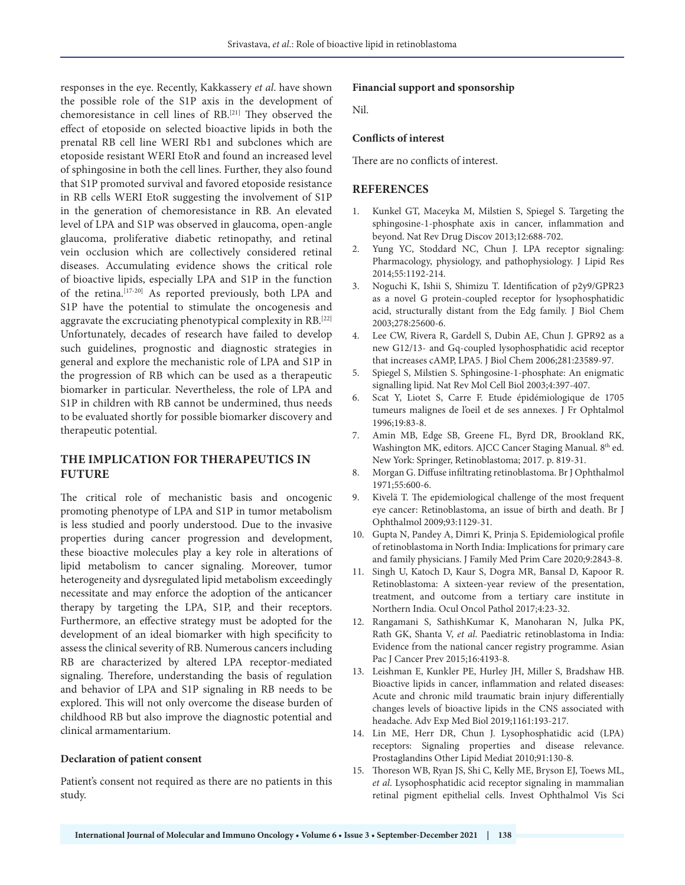responses in the eye. Recently, Kakkassery *et al*. have shown the possible role of the S1P axis in the development of chemoresistance in cell lines of RB.[21] They observed the effect of etoposide on selected bioactive lipids in both the prenatal RB cell line WERI Rb1 and subclones which are etoposide resistant WERI EtoR and found an increased level of sphingosine in both the cell lines. Further, they also found that S1P promoted survival and favored etoposide resistance in RB cells WERI EtoR suggesting the involvement of S1P in the generation of chemoresistance in RB. An elevated level of LPA and S1P was observed in glaucoma, open-angle glaucoma, proliferative diabetic retinopathy, and retinal vein occlusion which are collectively considered retinal diseases. Accumulating evidence shows the critical role of bioactive lipids, especially LPA and S1P in the function of the retina.[17-20] As reported previously, both LPA and S1P have the potential to stimulate the oncogenesis and aggravate the excruciating phenotypical complexity in RB.[22] Unfortunately, decades of research have failed to develop such guidelines, prognostic and diagnostic strategies in general and explore the mechanistic role of LPA and S1P in the progression of RB which can be used as a therapeutic biomarker in particular. Nevertheless, the role of LPA and S1P in children with RB cannot be undermined, thus needs to be evaluated shortly for possible biomarker discovery and therapeutic potential.

## THE IMPLICATION FOR THERAPEUTICS IN FUTURE

The critical role of mechanistic basis and oncogenic promoting phenotype of LPA and S1P in tumor metabolism is less studied and poorly understood. Due to the invasive properties during cancer progression and development, these bioactive molecules play a key role in alterations of lipid metabolism to cancer signaling. Moreover, tumor heterogeneity and dysregulated lipid metabolism exceedingly necessitate and may enforce the adoption of the anticancer therapy by targeting the LPA, S1P, and their receptors. Furthermore, an effective strategy must be adopted for the development of an ideal biomarker with high specificity to assess the clinical severity of RB. Numerous cancers including RB are characterized by altered LPA receptor-mediated signaling. Therefore, understanding the basis of regulation and behavior of LPA and S1P signaling in RB needs to be explored. This will not only overcome the disease burden of childhood RB but also improve the diagnostic potential and clinical armamentarium.

### Declaration of patient consent

Patient's consent not required as there are no patients in this study.

### Financial support and sponsorship

Nil.

### Conflicts of interest

There are no conflicts of interest.

## REFERENCES

1. Kunkel GT, Maceyka M, Milstien S, Spiegel S. Targeting the sphingosine-1-phosphate axis in cancer, inflammation and beyond. Nat Rev Drug Discov 2013;12:688-702.
2. Yung YC, Stoddard NC, Chun J. LPA receptor signaling: Pharmacology, physiology, and pathophysiology. J Lipid Res 2014;55:1192-214.
3. Noguchi K, Ishii S, Shimizu T. Identification of p2y9/GPR23 as a novel G protein-coupled receptor for lysophosphatidic acid, structurally distant from the Edg family. J Biol Chem 2003;278:25600-6.
4. Lee CW, Rivera R, Gardell S, Dubin AE, Chun J. GPR92 as a new G12/13- and Gq-coupled lysophosphatidic acid receptor that increases cAMP, LPA5. J Biol Chem 2006;281:23589-97.
5. Spiegel S, Milstien S. Sphingosine-1-phosphate: An enigmatic signalling lipid. Nat Rev Mol Cell Biol 2003;4:397-407.
6. Scat Y, Liotet S, Carre F. Etude épidémiologique de 1705 tumeurs malignes de l'oeil et de ses annexes. J Fr Ophtalmol 1996;19:83-8.
7. Amin MB, Edge SB, Greene FL, Byrd DR, Brookland RK, Washington MK, editors. AJCC Cancer Staging Manual. 8th ed. New York: Springer, Retinoblastoma; 2017. p. 819-31.
8. Morgan G. Diffuse infiltrating retinoblastoma. Br J Ophthalmol 1971;55:600-6.
9. Kivelä T. The epidemiological challenge of the most frequent eye cancer: Retinoblastoma, an issue of birth and death. Br J Ophthalmol 2009;93:1129-31.
10. Gupta N, Pandey A, Dimri K, Prinja S. Epidemiological profile of retinoblastoma in North India: Implications for primary care and family physicians. J Family Med Prim Care 2020;9:2843-8.
11. Singh U, Katoch D, Kaur S, Dogra MR, Bansal D, Kapoor R. Retinoblastoma: A sixteen-year review of the presentation, treatment, and outcome from a tertiary care institute in Northern India. Ocul Oncol Pathol 2017;4:23-32.
12. Rangamani S, SathishKumar K, Manoharan N, Julka PK, Rath GK, Shanta V, *et al*. Paediatric retinoblastoma in India: Evidence from the national cancer registry programme. Asian Pac J Cancer Prev 2015;16:4193-8.
13. Leishman E, Kunkler PE, Hurley JH, Miller S, Bradshaw HB. Bioactive lipids in cancer, inflammation and related diseases: Acute and chronic mild traumatic brain injury differentially changes levels of bioactive lipids in the CNS associated with headache. Adv Exp Med Biol 2019;1161:193-217.
14. Lin ME, Herr DR, Chun J. Lysophosphatidic acid (LPA) receptors: Signaling properties and disease relevance. Prostaglandins Other Lipid Mediat 2010;91:130-8.
15. Thoreson WB, Ryan JS, Shi C, Kelly ME, Bryson EJ, Toews ML, *et al*. Lysophosphatidic acid receptor signaling in mammalian retinal pigment epithelial cells. Invest Ophthalmol Vis Sci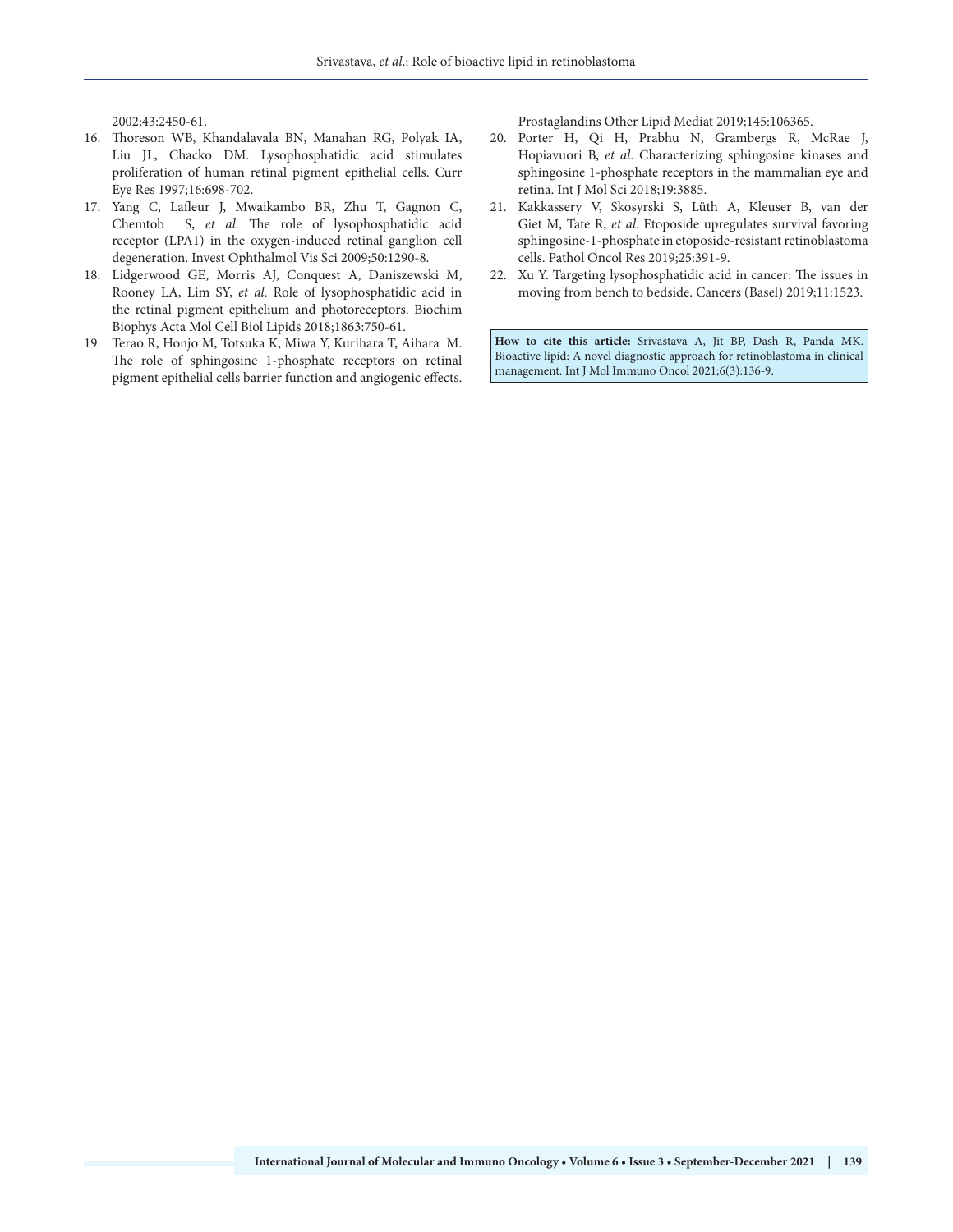2002;43:2450-61.

16. Thoreson WB, Khandalavala BN, Manahan RG, Polyak IA, Liu JL, Chacko DM. Lysophosphatidic acid stimulates proliferation of human retinal pigment epithelial cells. Curr Eye Res 1997;16:698-702.
17. Yang C, Lafleur J, Mwaikambo BR, Zhu T, Gagnon C, Chemtob S, *et al*. The role of lysophosphatidic acid receptor (LPA1) in the oxygen-induced retinal ganglion cell degeneration. Invest Ophthalmol Vis Sci 2009;50:1290-8.
18. Lidgerwood GE, Morris AJ, Conquest A, Daniszewski M, Rooney LA, Lim SY, *et al*. Role of lysophosphatidic acid in the retinal pigment epithelium and photoreceptors. Biochim Biophys Acta Mol Cell Biol Lipids 2018;1863:750-61.
19. Terao R, Honjo M, Totsuka K, Miwa Y, Kurihara T, Aihara M. The role of sphingosine 1-phosphate receptors on retinal pigment epithelial cells barrier function and angiogenic effects. Prostaglandins Other Lipid Mediat 2019;145:106365.
20. Porter H, Qi H, Prabhu N, Grambergs R, McRae J, Hopiavuori B, *et al*. Characterizing sphingosine kinases and sphingosine 1-phosphate receptors in the mammalian eye and retina. Int J Mol Sci 2018;19:3885.
21. Kakkassery V, Skosyrski S, Lüth A, Kleuser B, van der Giet M, Tate R, *et al*. Etoposide upregulates survival favoring sphingosine-1-phosphate in etoposide-resistant retinoblastoma cells. Pathol Oncol Res 2019;25:391-9.
22. Xu Y. Targeting lysophosphatidic acid in cancer: The issues in moving from bench to bedside. Cancers (Basel) 2019;11:1523.

**How to cite this article:** Srivastava A, Jit BP, Dash R, Panda MK. Bioactive lipid: A novel diagnostic approach for retinoblastoma in clinical management. Int J Mol Immuno Oncol 2021;6(3):136-9.